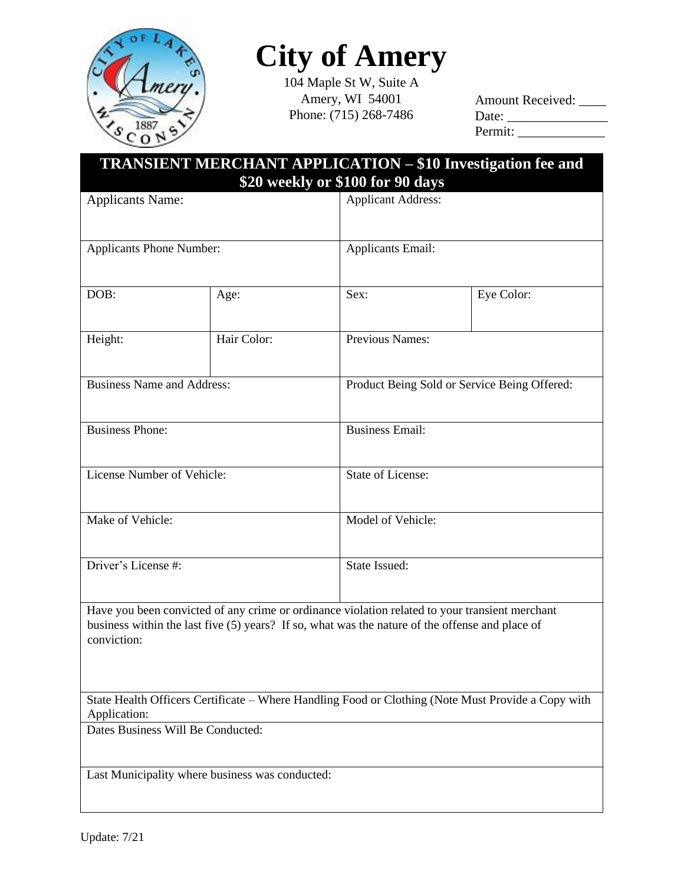# City of Amery

104 Maple St W, Suite A
Amery, WI 54001
Phone: (715) 268-7486

Amount Received: ____
Date: _______________
Permit: _____________

## TRANSIENT MERCHANT APPLICATION – $10 Investigation fee and $20 weekly or $100 for 90 days

| | | | |
|---|---|---|---|
| Applicants Name: | | Applicant Address: | |
| Applicants Phone Number: | | Applicants Email: | |
| DOB: | Age: | Sex: | Eye Color: |
| Height: | Hair Color: | Previous Names: | |
| Business Name and Address: | | Product Being Sold or Service Being Offered: | |
| Business Phone: | | Business Email: | |
| License Number of Vehicle: | | State of License: | |
| Make of Vehicle: | | Model of Vehicle: | |
| Driver's License #: | | State Issued: | |

Have you been convicted of any crime or ordinance violation related to your transient merchant business within the last five (5) years? If so, what was the nature of the offense and place of conviction:

State Health Officers Certificate – Where Handling Food or Clothing (Note Must Provide a Copy with Application:

Dates Business Will Be Conducted:

Last Municipality where business was conducted:

Update: 7/21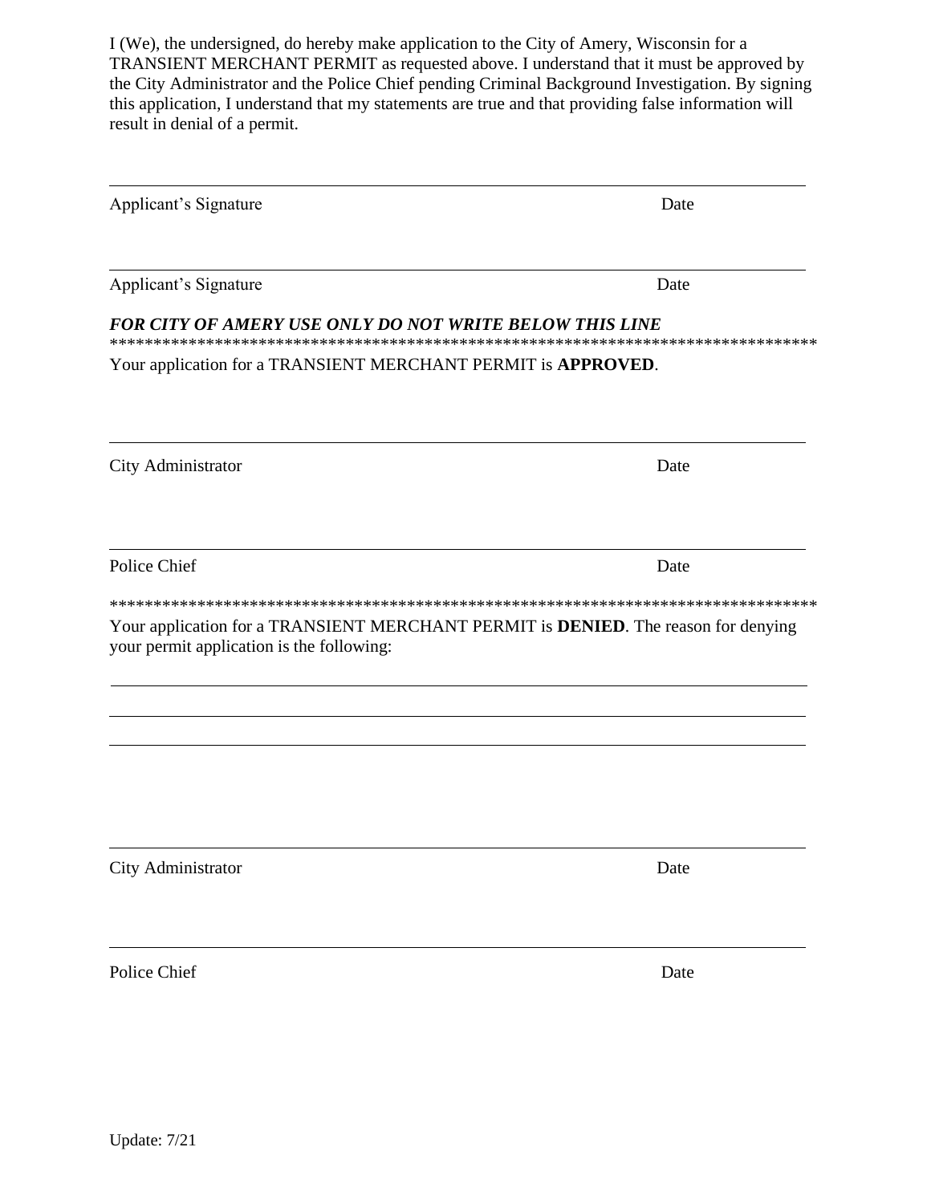I (We), the undersigned, do hereby make application to the City of Amery, Wisconsin for a TRANSIENT MERCHANT PERMIT as requested above. I understand that it must be approved by the City Administrator and the Police Chief pending Criminal Background Investigation. By signing this application, I understand that my statements are true and that providing false information will result in denial of a permit.

\_\_\_\_\_\_\_\_\_\_\_\_\_\_\_\_\_\_\_\_\_\_\_\_\_\_\_\_\_\_\_\_\_\_\_\_\_\_\_\_\_\_\_\_\_\_\_\_\_\_\_\_\_\_\_\_\_\_\_\_

Applicant's Signature　　　　　　　　　　　　　　　　　　　Date

\_\_\_\_\_\_\_\_\_\_\_\_\_\_\_\_\_\_\_\_\_\_\_\_\_\_\_\_\_\_\_\_\_\_\_\_\_\_\_\_\_\_\_\_\_\_\_\_\_\_\_\_\_\_\_\_\_\_\_\_

Applicant's Signature　　　　　　　　　　　　　　　　　　　Date

***FOR CITY OF AMERY USE ONLY DO NOT WRITE BELOW THIS LINE***

*************************************************************************************

Your application for a TRANSIENT MERCHANT PERMIT is **APPROVED**.

\_\_\_\_\_\_\_\_\_\_\_\_\_\_\_\_\_\_\_\_\_\_\_\_\_\_\_\_\_\_\_\_\_\_\_\_\_\_\_\_\_\_\_\_\_\_\_\_\_\_\_\_\_\_\_\_\_\_\_\_

City Administrator　　　　　　　　　　　　　　　　　　　　Date

\_\_\_\_\_\_\_\_\_\_\_\_\_\_\_\_\_\_\_\_\_\_\_\_\_\_\_\_\_\_\_\_\_\_\_\_\_\_\_\_\_\_\_\_\_\_\_\_\_\_\_\_\_\_\_\_\_\_\_\_

Police Chief　　　　　　　　　　　　　　　　　　　　　　Date

*************************************************************************************

Your application for a TRANSIENT MERCHANT PERMIT is **DENIED**. The reason for denying your permit application is the following:

\_\_\_\_\_\_\_\_\_\_\_\_\_\_\_\_\_\_\_\_\_\_\_\_\_\_\_\_\_\_\_\_\_\_\_\_\_\_\_\_\_\_\_\_\_\_\_\_\_\_\_\_\_\_\_\_\_\_\_\_

\_\_\_\_\_\_\_\_\_\_\_\_\_\_\_\_\_\_\_\_\_\_\_\_\_\_\_\_\_\_\_\_\_\_\_\_\_\_\_\_\_\_\_\_\_\_\_\_\_\_\_\_\_\_\_\_\_\_\_\_

\_\_\_\_\_\_\_\_\_\_\_\_\_\_\_\_\_\_\_\_\_\_\_\_\_\_\_\_\_\_\_\_\_\_\_\_\_\_\_\_\_\_\_\_\_\_\_\_\_\_\_\_\_\_\_\_\_\_\_\_

\_\_\_\_\_\_\_\_\_\_\_\_\_\_\_\_\_\_\_\_\_\_\_\_\_\_\_\_\_\_\_\_\_\_\_\_\_\_\_\_\_\_\_\_\_\_\_\_\_\_\_\_\_\_\_\_\_\_\_\_

City Administrator　　　　　　　　　　　　　　　　　　　　Date

\_\_\_\_\_\_\_\_\_\_\_\_\_\_\_\_\_\_\_\_\_\_\_\_\_\_\_\_\_\_\_\_\_\_\_\_\_\_\_\_\_\_\_\_\_\_\_\_\_\_\_\_\_\_\_\_\_\_\_\_

Police Chief　　　　　　　　　　　　　　　　　　　　　　Date

Update: 7/21